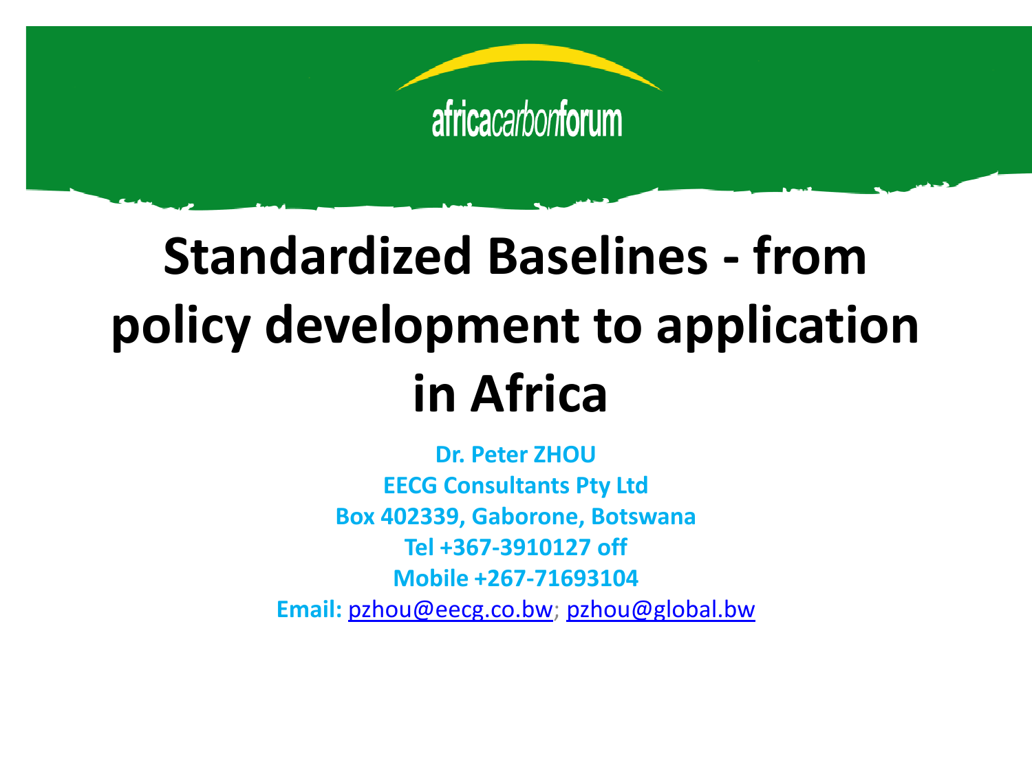africacarbonforum

# Standardized Baselines - from policy development to application in Africa

**Dr. Peter ZHOU**
**EECG Consultants Pty Ltd**
**Box 402339, Gaborone, Botswana**
**Tel +367-3910127 off**
**Mobile +267-71693104**
**Email:** pzhou@eecg.co.bw; pzhou@global.bw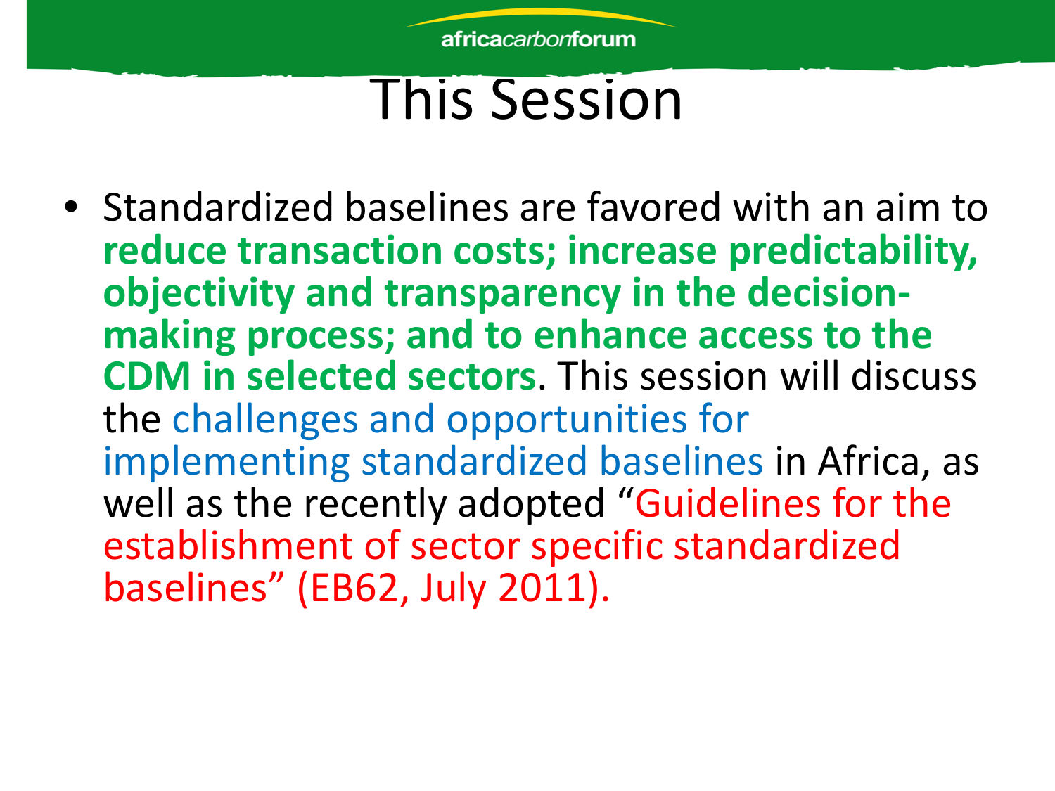# This Session

- Standardized baselines are favored with an aim to **reduce transaction costs; increase predictability, objectivity and transparency in the decision-making process; and to enhance access to the CDM in selected sectors**. This session will discuss the challenges and opportunities for implementing standardized baselines in Africa, as well as the recently adopted "Guidelines for the establishment of sector specific standardized baselines" (EB62, July 2011).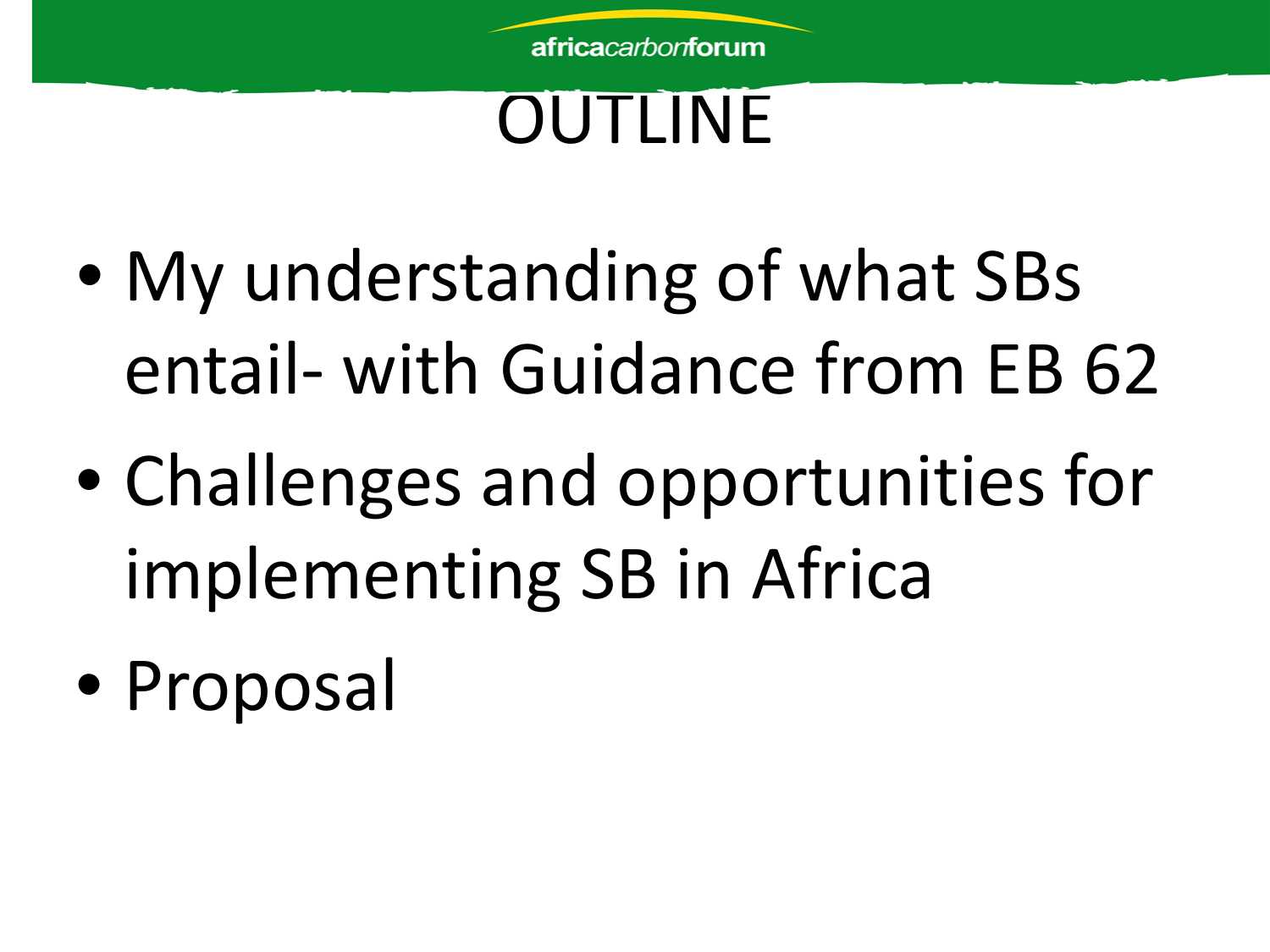# OUTLINE

- My understanding of what SBs entail- with Guidance from EB 62
- Challenges and opportunities for implementing SB in Africa
- Proposal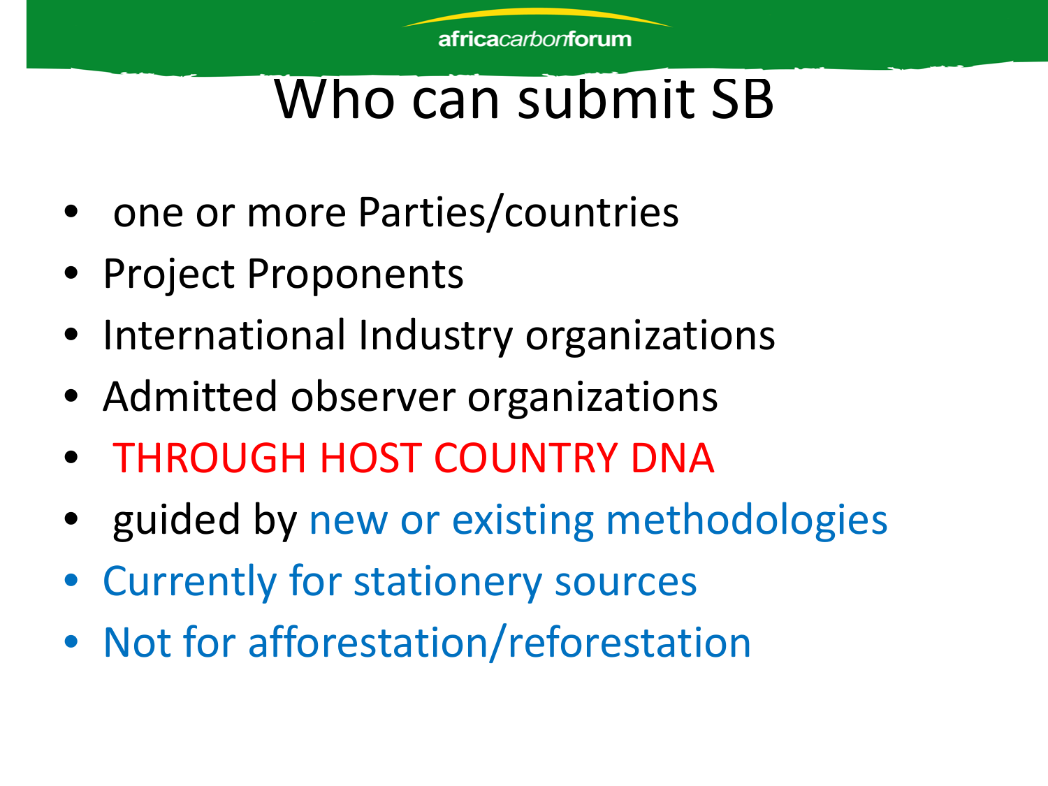# Who can submit SB

- one or more Parties/countries
- Project Proponents
- International Industry organizations
- Admitted observer organizations
- THROUGH HOST COUNTRY DNA
- guided by new or existing methodologies
- Currently for stationery sources
- Not for afforestation/reforestation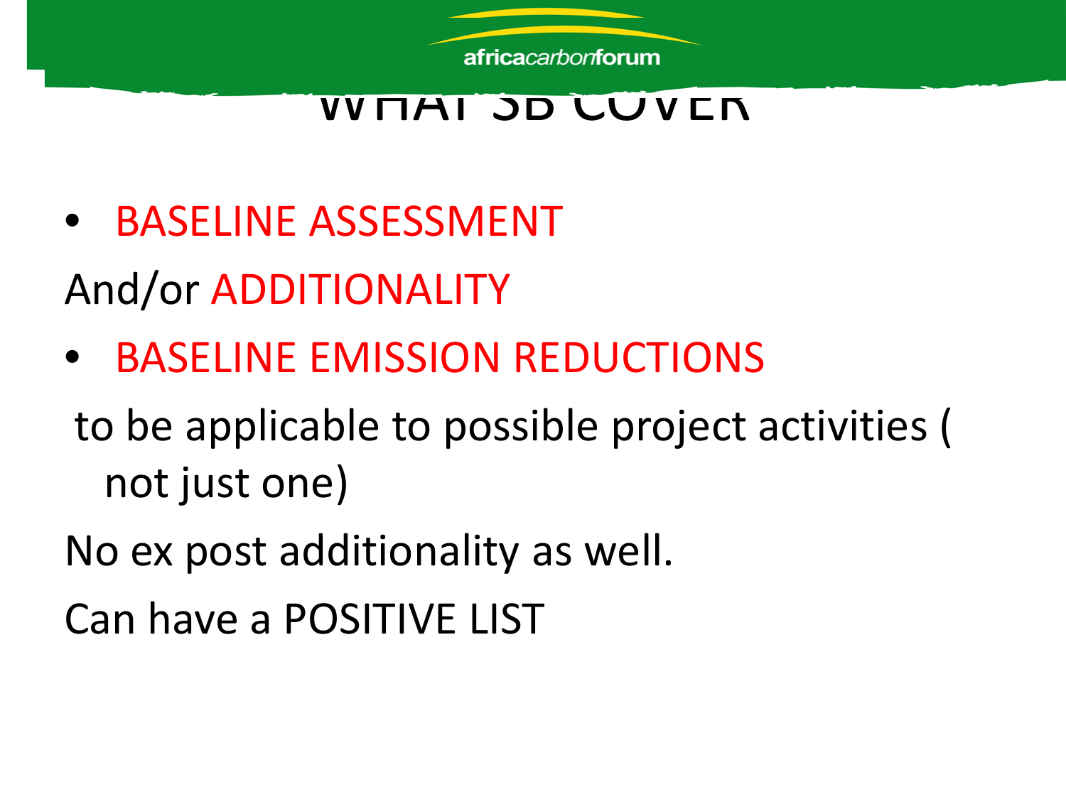# WHAT SB COVER

- BASELINE ASSESSMENT

And/or ADDITIONALITY

- BASELINE EMISSION REDUCTIONS

to be applicable to possible project activities ( not just one)

No ex post additionality as well.

Can have a POSITIVE LIST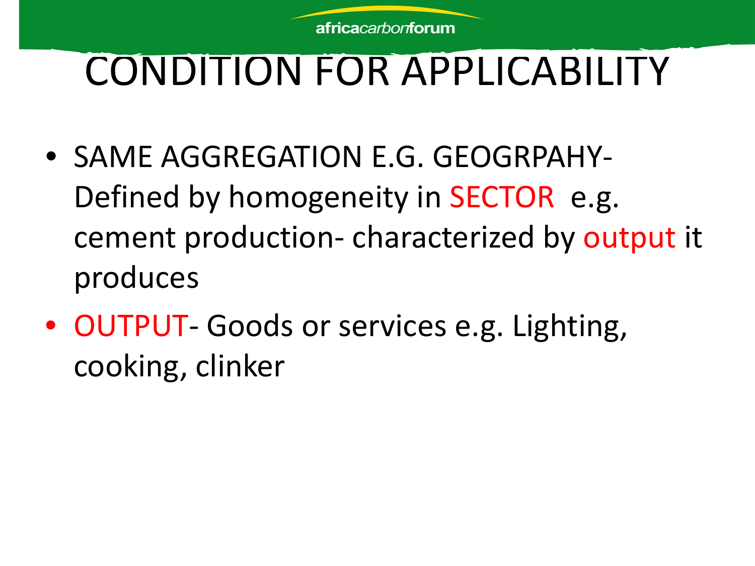# CONDITION FOR APPLICABILITY

- SAME AGGREGATION E.G. GEOGRPAHY- Defined by homogeneity in SECTOR  e.g. cement production- characterized by output it produces
- OUTPUT- Goods or services e.g. Lighting, cooking, clinker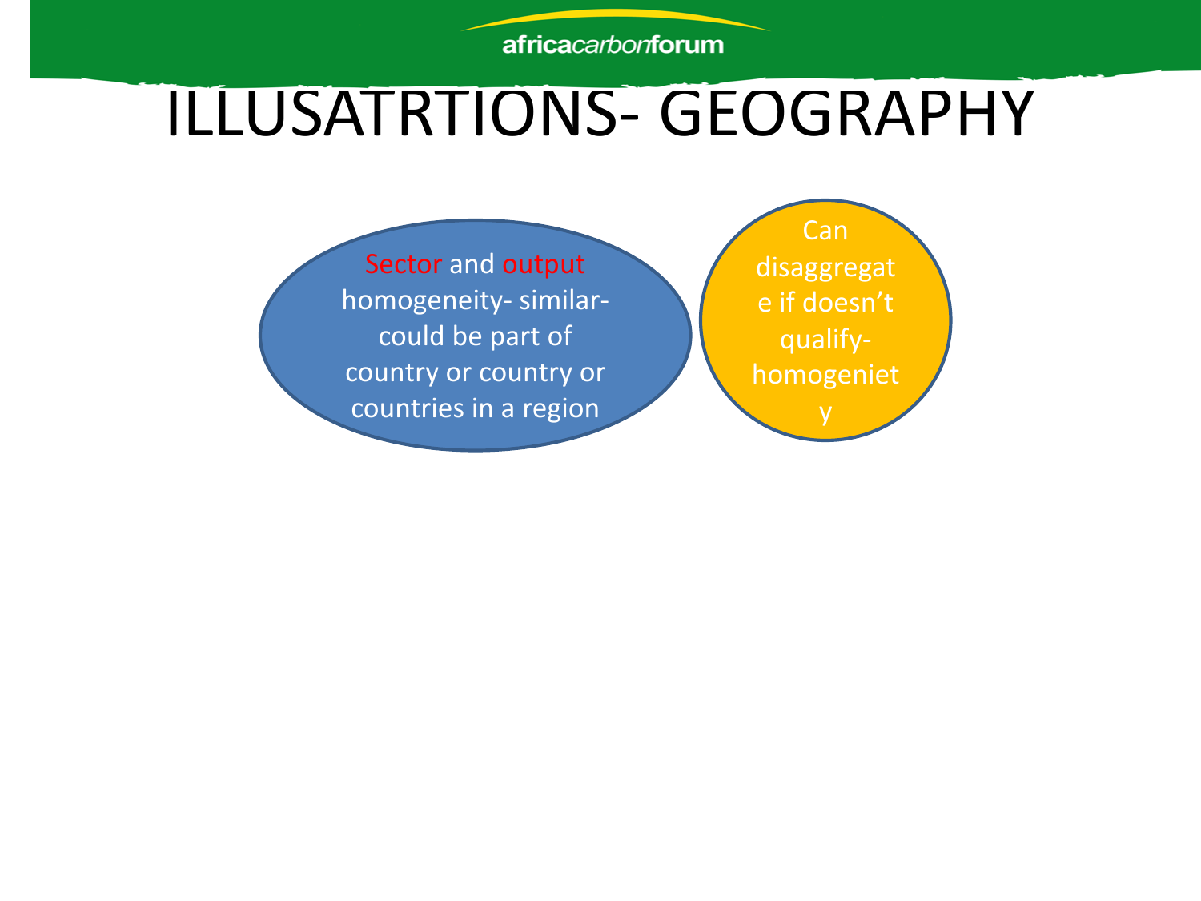# ILLUSATRTIONS- GEOGRAPHY

Sector and output homogeneity- similar- could be part of country or country or countries in a region

Can disaggregate if doesn't qualify- homogeniety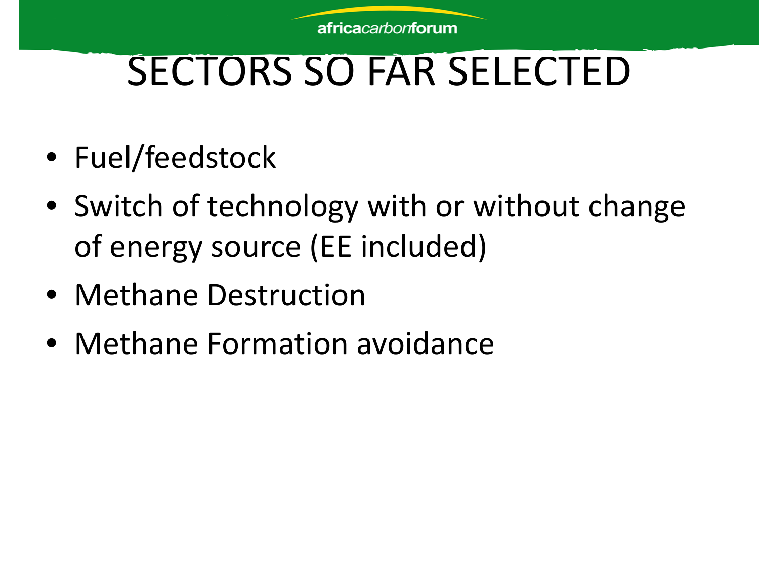# SECTORS SO FAR SELECTED

- Fuel/feedstock
- Switch of technology with or without change of energy source (EE included)
- Methane Destruction
- Methane Formation avoidance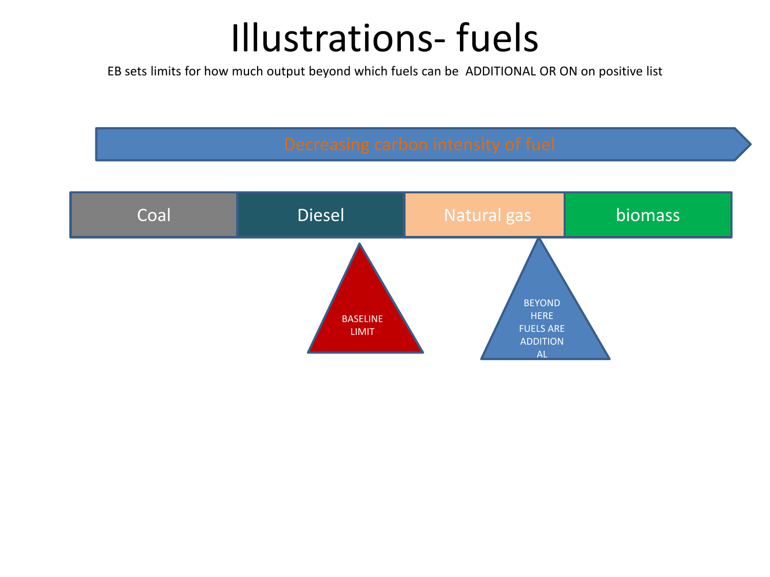# Illustrations- fuels

EB sets limits for how much output beyond which fuels can be ADDITIONAL OR ON on positive list

Decreasing carbon intensity of fuel

| Coal | Diesel | Natural gas | biomass |
|---|---|---|---|

BASELINE LIMIT

BEYOND HERE FUELS ARE ADDITIONAL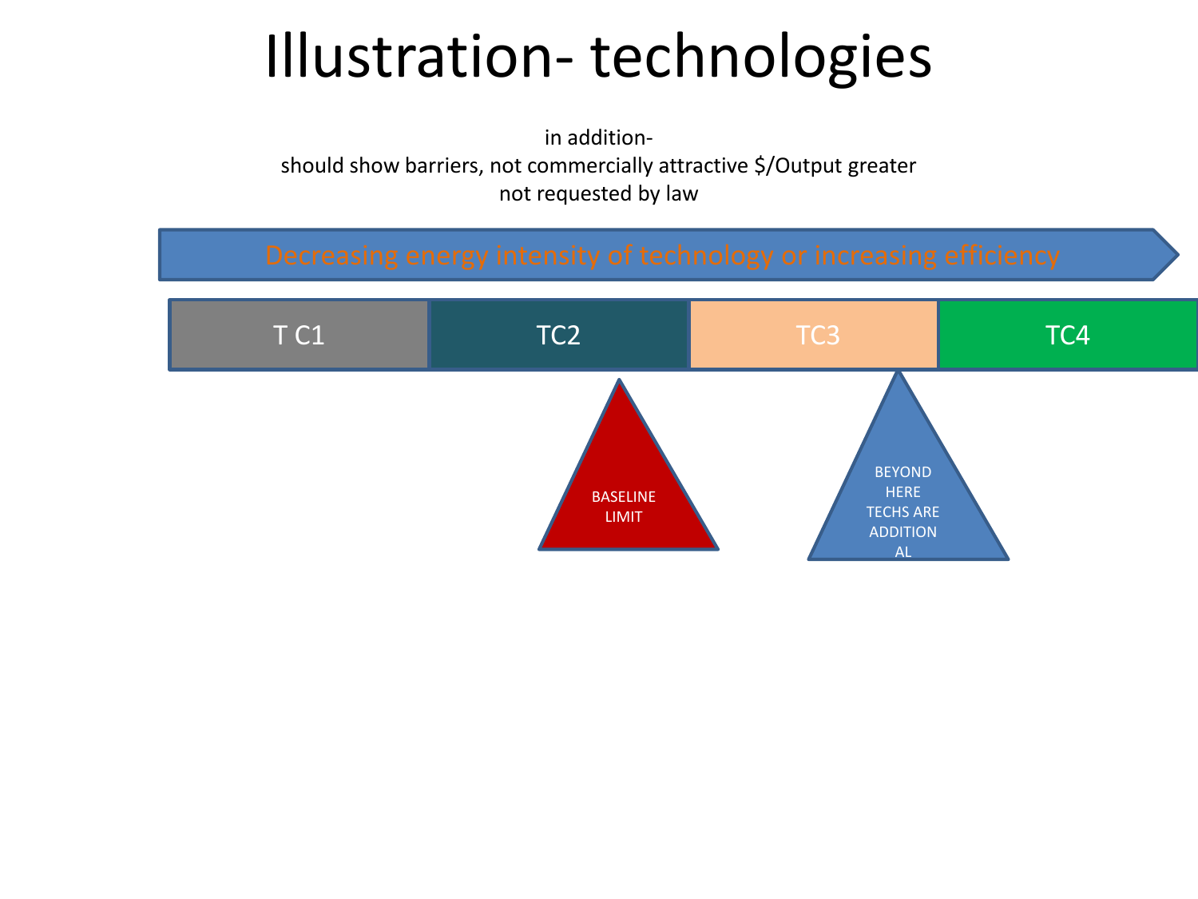# Illustration- technologies

in addition-
should show barriers, not commercially attractive $/Output greater
not requested by law

Decreasing energy intensity of technology or increasing efficiency

| T C1 | TC2 | TC3 | TC4 |
|---|---|---|---|

BASELINE LIMIT

BEYOND HERE TECHS ARE ADDITION AL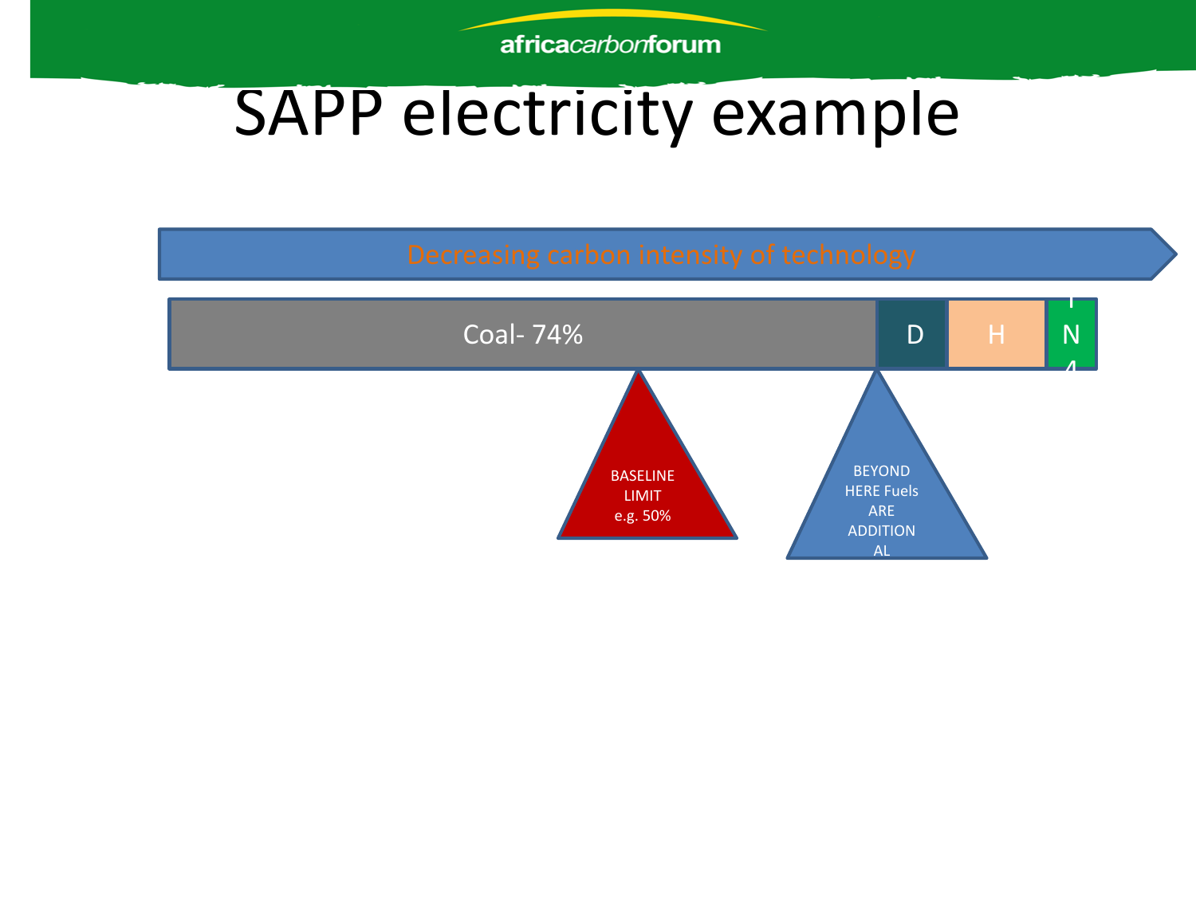# SAPP electricity example

Decreasing carbon intensity of technology

Coal- 74% | D | H | N

BASELINE LIMIT e.g. 50%

BEYOND HERE Fuels ARE ADDITIONAL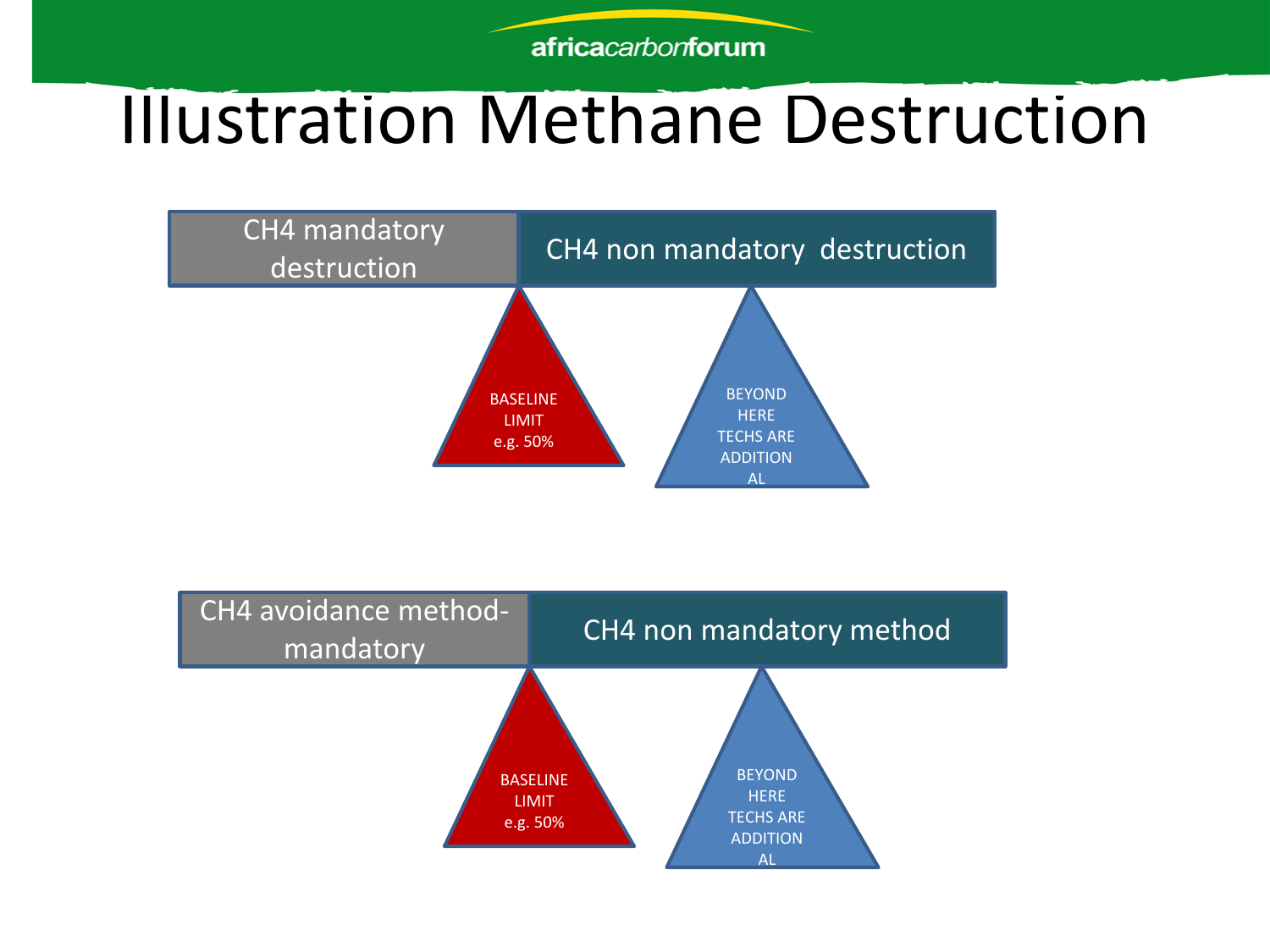# Illustration Methane Destruction

| CH4 mandatory destruction | CH4 non mandatory destruction |
| --- | --- |

BASELINE LIMIT e.g. 50%

BEYOND HERE TECHS ARE ADDITIONAL

| CH4 avoidance method- mandatory | CH4 non mandatory method |
| --- | --- |

BASELINE LIMIT e.g. 50%

BEYOND HERE TECHS ARE ADDITIONAL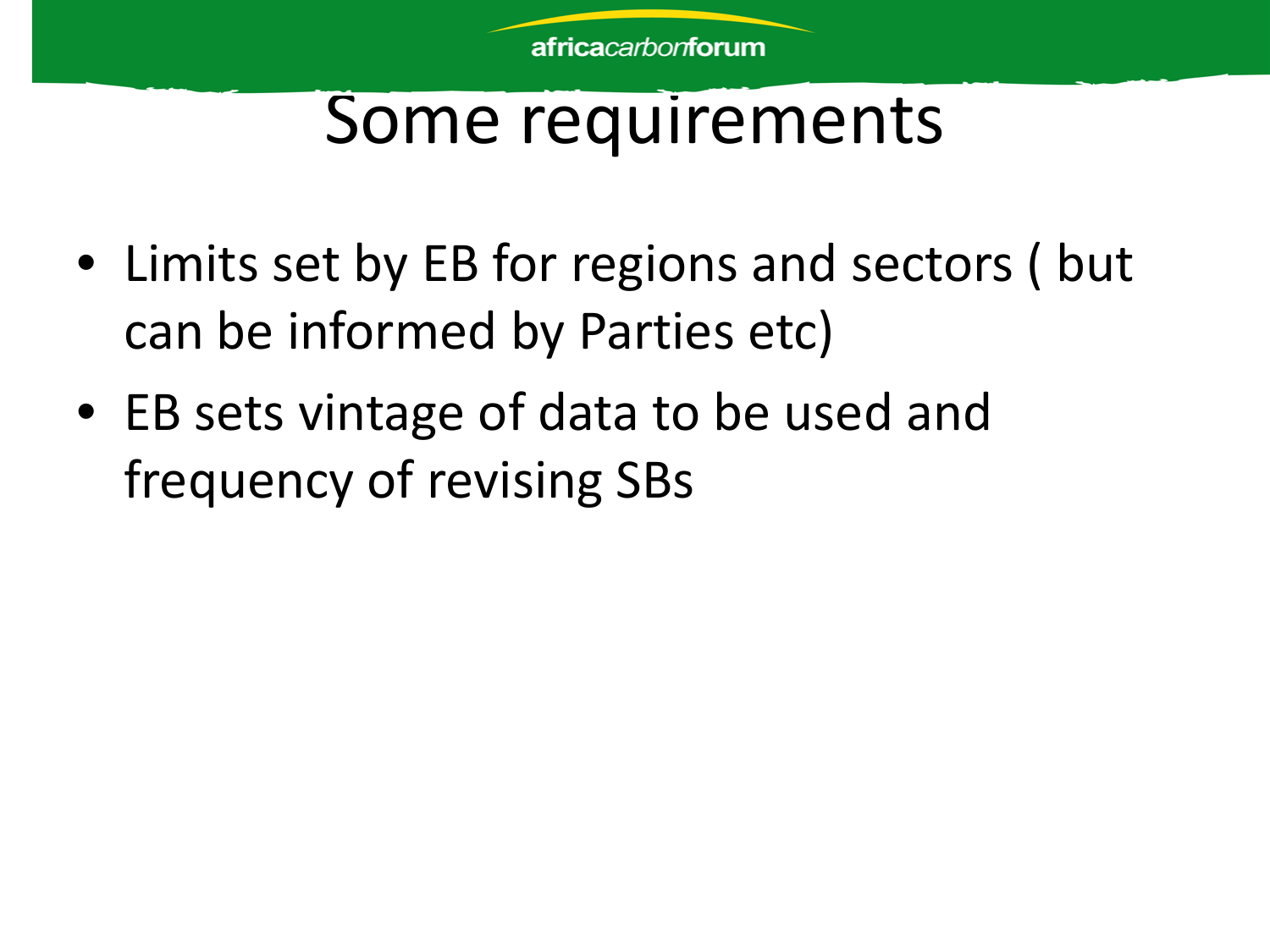# Some requirements

- Limits set by EB for regions and sectors ( but can be informed by Parties etc)
- EB sets vintage of data to be used and frequency of revising SBs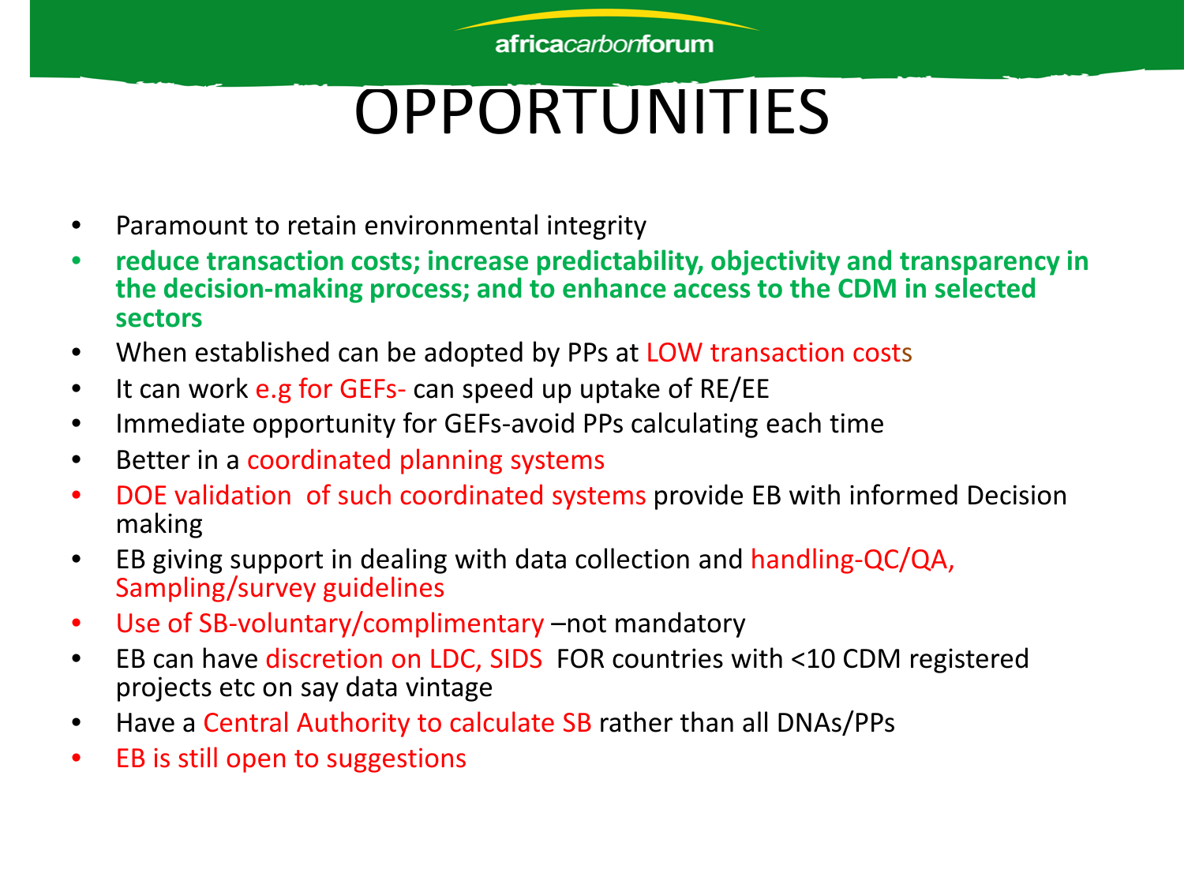# OPPORTUNITIES

- Paramount to retain environmental integrity
- **reduce transaction costs; increase predictability, objectivity and transparency in the decision-making process; and to enhance access to the CDM in selected sectors**
- When established can be adopted by PPs at LOW transaction costs
- It can work e.g for GEFs- can speed up uptake of RE/EE
- Immediate opportunity for GEFs-avoid PPs calculating each time
- Better in a coordinated planning systems
- DOE validation of such coordinated systems provide EB with informed Decision making
- EB giving support in dealing with data collection and handling-QC/QA, Sampling/survey guidelines
- Use of SB-voluntary/complimentary –not mandatory
- EB can have discretion on LDC, SIDS FOR countries with <10 CDM registered projects etc on say data vintage
- Have a Central Authority to calculate SB rather than all DNAs/PPs
- EB is still open to suggestions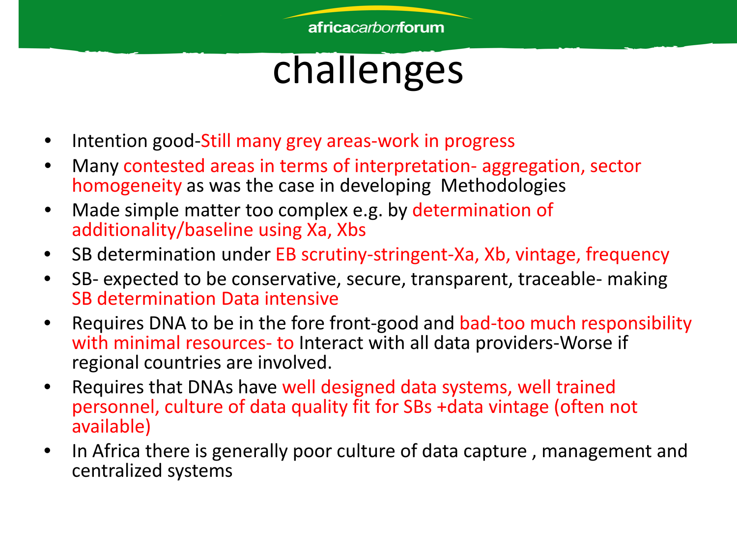# challenges

- Intention good-Still many grey areas-work in progress
- Many contested areas in terms of interpretation- aggregation, sector homogeneity as was the case in developing Methodologies
- Made simple matter too complex e.g. by determination of additionality/baseline using Xa, Xbs
- SB determination under EB scrutiny-stringent-Xa, Xb, vintage, frequency
- SB- expected to be conservative, secure, transparent, traceable- making SB determination Data intensive
- Requires DNA to be in the fore front-good and bad-too much responsibility with minimal resources- to Interact with all data providers-Worse if regional countries are involved.
- Requires that DNAs have well designed data systems, well trained personnel, culture of data quality fit for SBs +data vintage (often not available)
- In Africa there is generally poor culture of data capture , management and centralized systems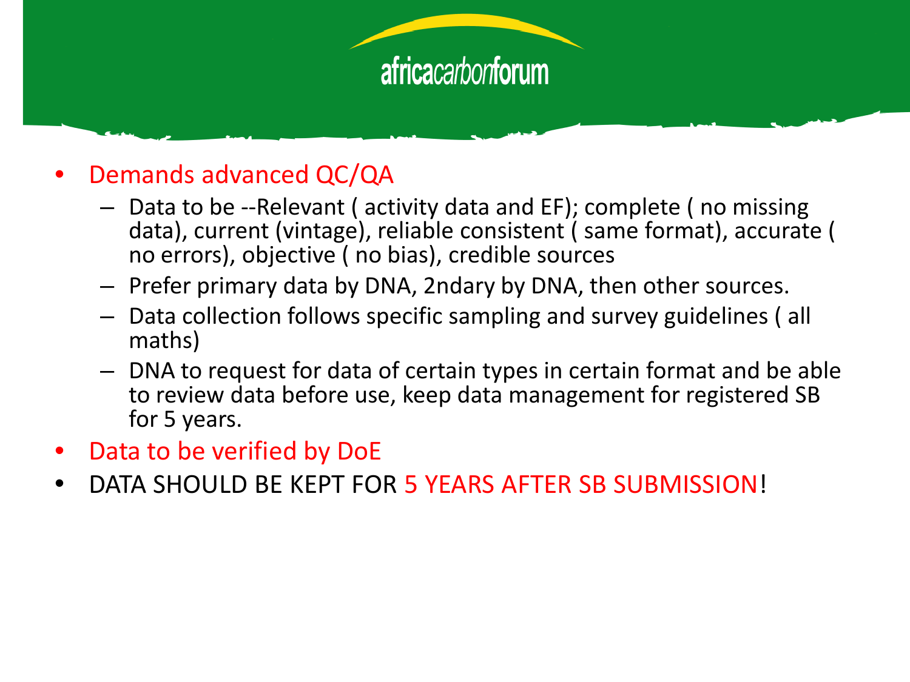- Demands advanced QC/QA
  - Data to be --Relevant ( activity data and EF); complete ( no missing data), current (vintage), reliable consistent ( same format), accurate ( no errors), objective ( no bias), credible sources
  - Prefer primary data by DNA, 2ndary by DNA, then other sources.
  - Data collection follows specific sampling and survey guidelines ( all maths)
  - DNA to request for data of certain types in certain format and be able to review data before use, keep data management for registered SB for 5 years.
- Data to be verified by DoE
- DATA SHOULD BE KEPT FOR 5 YEARS AFTER SB SUBMISSION!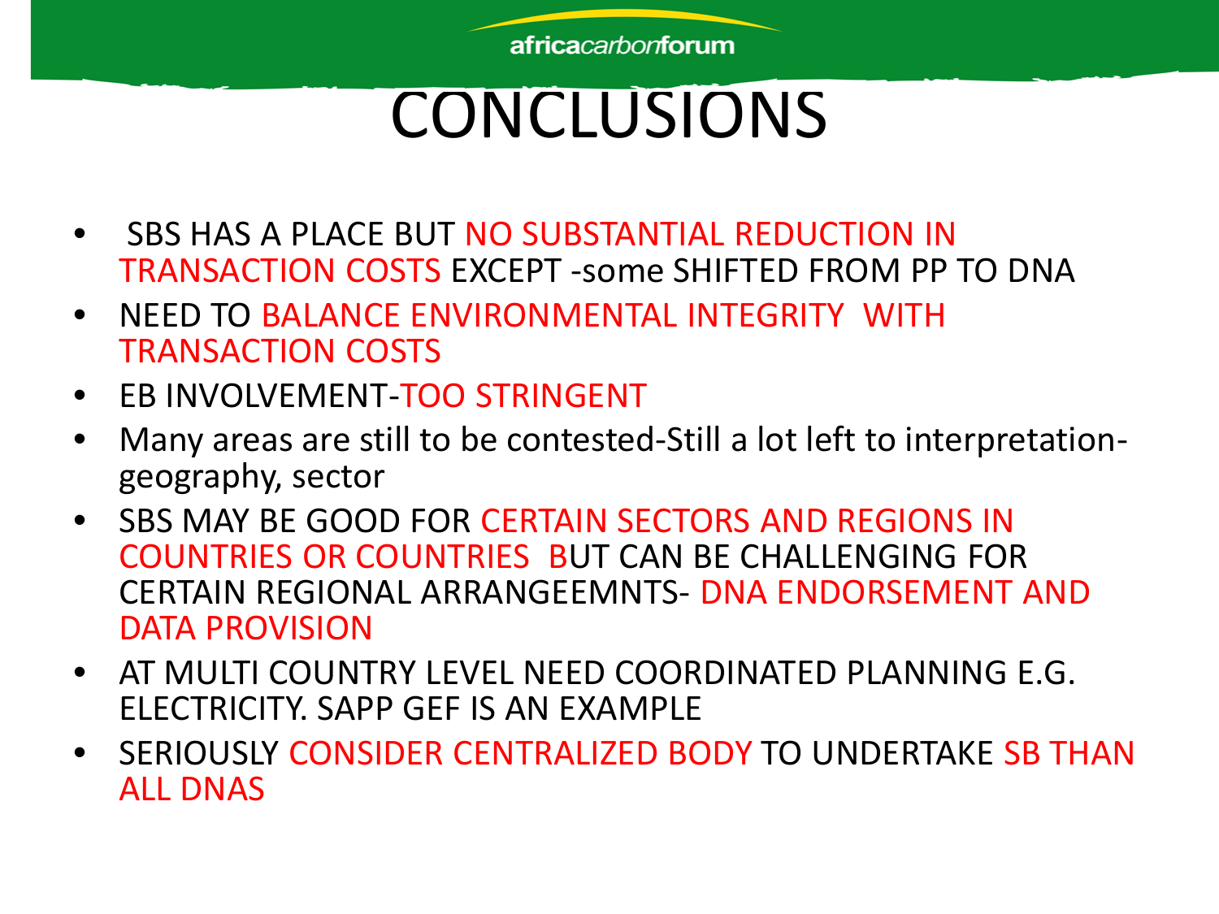# CONCLUSIONS

- SBS HAS A PLACE BUT NO SUBSTANTIAL REDUCTION IN TRANSACTION COSTS EXCEPT -some SHIFTED FROM PP TO DNA
- NEED TO BALANCE ENVIRONMENTAL INTEGRITY WITH TRANSACTION COSTS
- EB INVOLVEMENT-TOO STRINGENT
- Many areas are still to be contested-Still a lot left to interpretation-geography, sector
- SBS MAY BE GOOD FOR CERTAIN SECTORS AND REGIONS IN COUNTRIES OR COUNTRIES BUT CAN BE CHALLENGING FOR CERTAIN REGIONAL ARRANGEEMNTS- DNA ENDORSEMENT AND DATA PROVISION
- AT MULTI COUNTRY LEVEL NEED COORDINATED PLANNING E.G. ELECTRICITY. SAPP GEF IS AN EXAMPLE
- SERIOUSLY CONSIDER CENTRALIZED BODY TO UNDERTAKE SB THAN ALL DNAS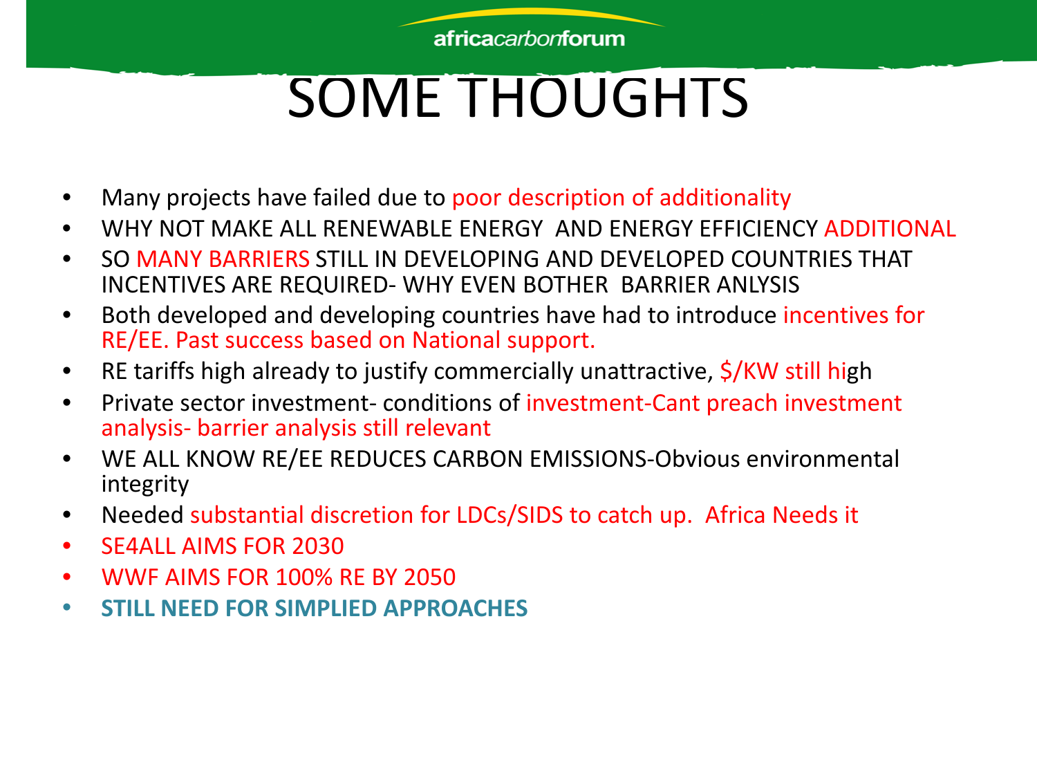# SOME THOUGHTS

- Many projects have failed due to poor description of additionality
- WHY NOT MAKE ALL RENEWABLE ENERGY AND ENERGY EFFICIENCY ADDITIONAL
- SO MANY BARRIERS STILL IN DEVELOPING AND DEVELOPED COUNTRIES THAT INCENTIVES ARE REQUIRED- WHY EVEN BOTHER BARRIER ANLYSIS
- Both developed and developing countries have had to introduce incentives for RE/EE. Past success based on National support.
- RE tariffs high already to justify commercially unattractive, $/KW still high
- Private sector investment- conditions of investment-Cant preach investment analysis- barrier analysis still relevant
- WE ALL KNOW RE/EE REDUCES CARBON EMISSIONS-Obvious environmental integrity
- Needed substantial discretion for LDCs/SIDS to catch up. Africa Needs it
- SE4ALL AIMS FOR 2030
- WWF AIMS FOR 100% RE BY 2050
- **STILL NEED FOR SIMPLIED APPROACHES**